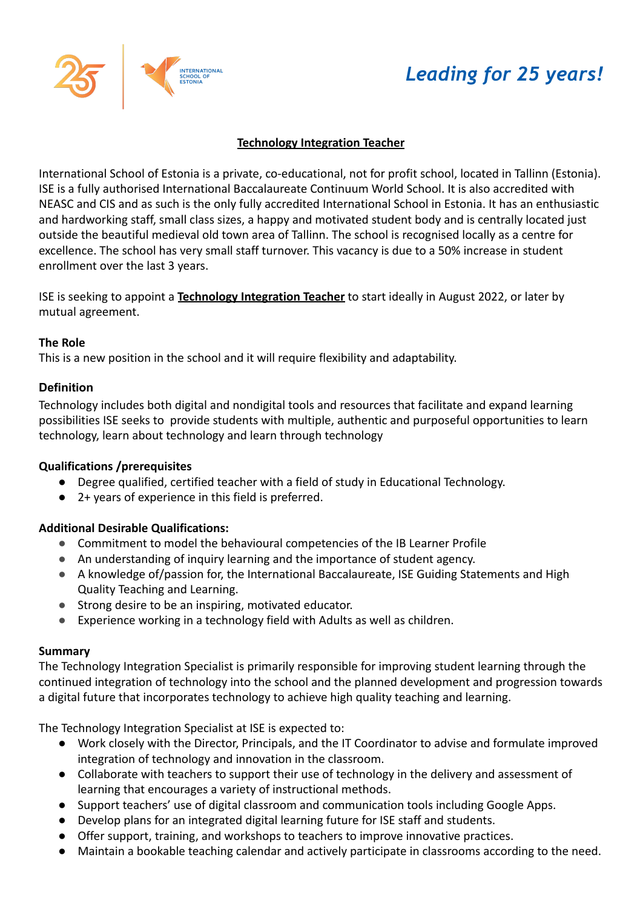*Leading for 25 years!*

**Technology Integration Teacher**

International School of Estonia is a private, co-educational, not for profit school, located in Tallinn (Estonia). ISE is a fully authorised International Baccalaureate Continuum World School. It is also accredited with NEASC and CIS and as such is the only fully accredited International School in Estonia. It has an enthusiastic and hardworking staff, small class sizes, a happy and motivated student body and is centrally located just outside the beautiful medieval old town area of Tallinn. The school is recognised locally as a centre for excellence. The school has very small staff turnover. This vacancy is due to a 50% increase in student enrollment over the last 3 years.

ISE is seeking to appoint a **Technology Integration Teacher** to start ideally in August 2022, or later by mutual agreement.

**The Role**
This is a new position in the school and it will require flexibility and adaptability.

**Definition**
Technology includes both digital and nondigital tools and resources that facilitate and expand learning possibilities ISE seeks to provide students with multiple, authentic and purposeful opportunities to learn technology, learn about technology and learn through technology

**Qualifications /prerequisites**

- Degree qualified, certified teacher with a field of study in Educational Technology.
- 2+ years of experience in this field is preferred.

**Additional Desirable Qualifications:**

- Commitment to model the behavioural competencies of the IB Learner Profile
- An understanding of inquiry learning and the importance of student agency.
- A knowledge of/passion for, the International Baccalaureate, ISE Guiding Statements and High Quality Teaching and Learning.
- Strong desire to be an inspiring, motivated educator.
- Experience working in a technology field with Adults as well as children.

**Summary**
The Technology Integration Specialist is primarily responsible for improving student learning through the continued integration of technology into the school and the planned development and progression towards a digital future that incorporates technology to achieve high quality teaching and learning.

The Technology Integration Specialist at ISE is expected to:

- Work closely with the Director, Principals, and the IT Coordinator to advise and formulate improved integration of technology and innovation in the classroom.
- Collaborate with teachers to support their use of technology in the delivery and assessment of learning that encourages a variety of instructional methods.
- Support teachers' use of digital classroom and communication tools including Google Apps.
- Develop plans for an integrated digital learning future for ISE staff and students.
- Offer support, training, and workshops to teachers to improve innovative practices.
- Maintain a bookable teaching calendar and actively participate in classrooms according to the need.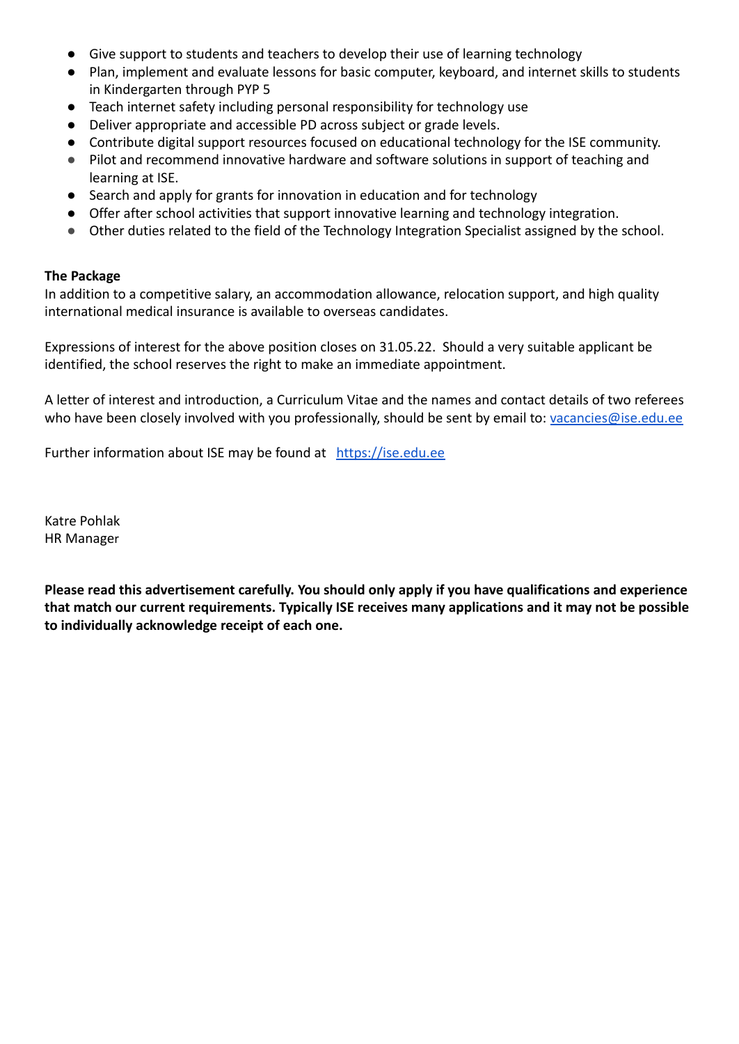- Give support to students and teachers to develop their use of learning technology
- Plan, implement and evaluate lessons for basic computer, keyboard, and internet skills to students in Kindergarten through PYP 5
- Teach internet safety including personal responsibility for technology use
- Deliver appropriate and accessible PD across subject or grade levels.
- Contribute digital support resources focused on educational technology for the ISE community.
- Pilot and recommend innovative hardware and software solutions in support of teaching and learning at ISE.
- Search and apply for grants for innovation in education and for technology
- Offer after school activities that support innovative learning and technology integration.
- Other duties related to the field of the Technology Integration Specialist assigned by the school.

**The Package**

In addition to a competitive salary, an accommodation allowance, relocation support, and high quality international medical insurance is available to overseas candidates.

Expressions of interest for the above position closes on 31.05.22. Should a very suitable applicant be identified, the school reserves the right to make an immediate appointment.

A letter of interest and introduction, a Curriculum Vitae and the names and contact details of two referees who have been closely involved with you professionally, should be sent by email to: [vacancies@ise.edu.ee](mailto:vacancies@ise.edu.ee)

Further information about ISE may be found at [https://ise.edu.ee](https://ise.edu.ee)

Katre Pohlak
HR Manager

**Please read this advertisement carefully. You should only apply if you have qualifications and experience that match our current requirements. Typically ISE receives many applications and it may not be possible to individually acknowledge receipt of each one.**